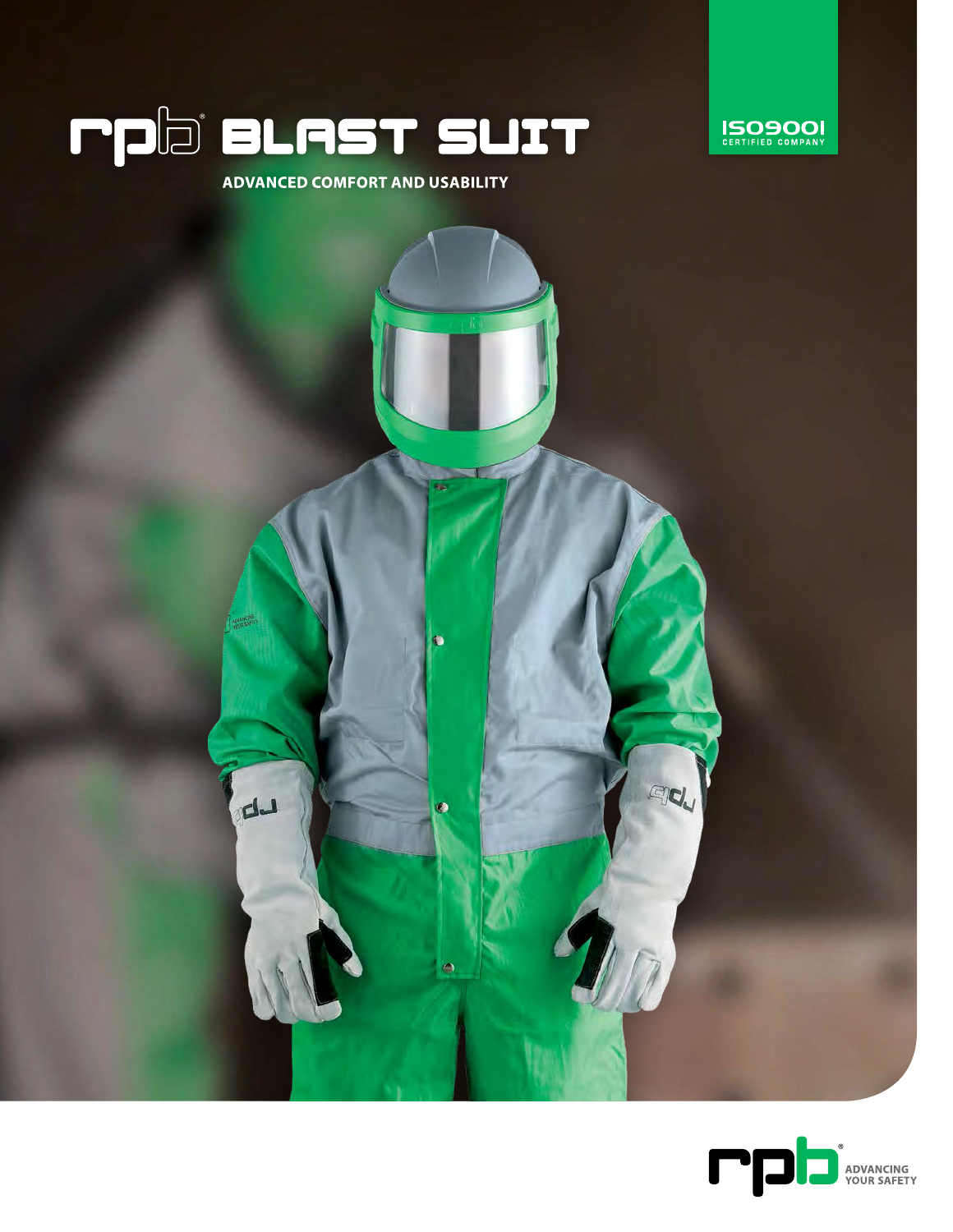# rpb® BLAST SUIT

ISO9001 CERTIFIED COMPANY

**ADVANCED COMFORT AND USABILITY**

rpb® ADVANCING YOUR SAFETY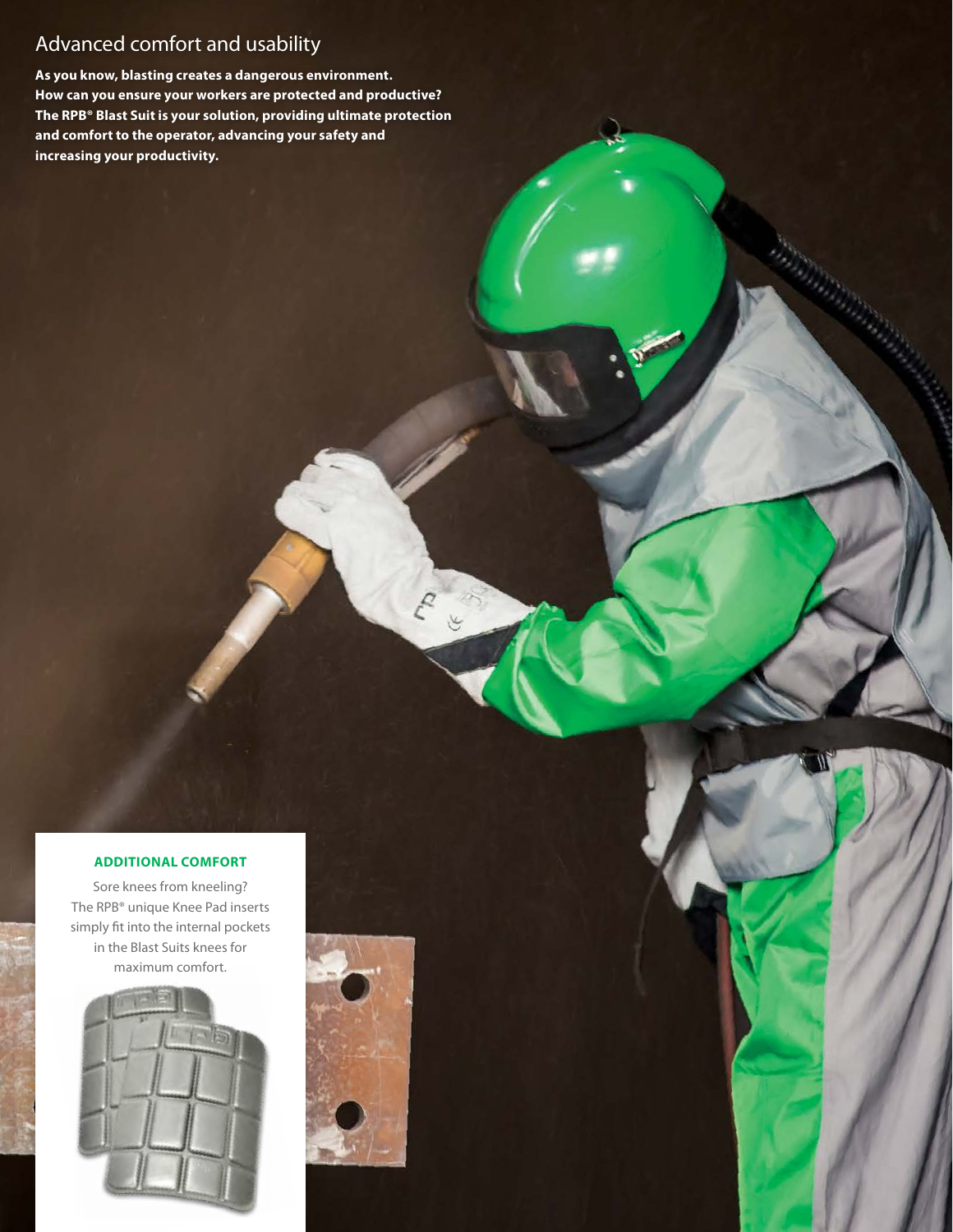# Advanced comfort and usability

**As you know, blasting creates a dangerous environment. How can you ensure your workers are protected and productive? The RPB® Blast Suit is your solution, providing ultimate protection and comfort to the operator, advancing your safety and increasing your productivity.**

### ADDITIONAL COMFORT

Sore knees from kneeling? The RPB® unique Knee Pad inserts simply fit into the internal pockets in the Blast Suits knees for maximum comfort.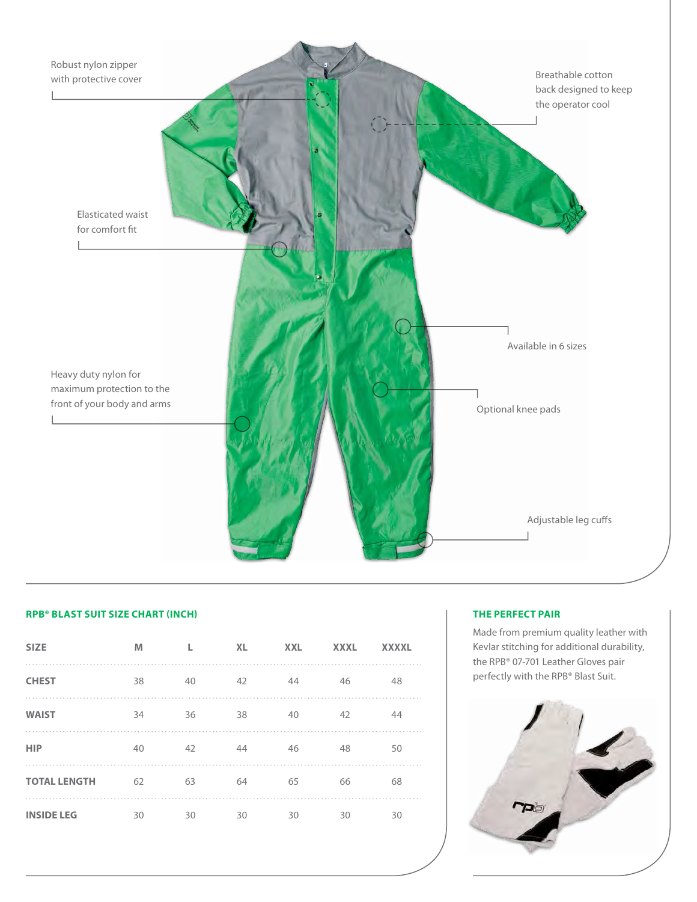Robust nylon zipper with protective cover

Breathable cotton back designed to keep the operator cool

Elasticated waist for comfort fit

Available in 6 sizes

Heavy duty nylon for maximum protection to the front of your body and arms

Optional knee pads

Adjustable leg cuffs

## RPB® BLAST SUIT SIZE CHART (INCH)

| SIZE | M | L | XL | XXL | XXXL | XXXXL |
|---|---|---|---|---|---|---|
| **CHEST** | 38 | 40 | 42 | 44 | 46 | 48 |
| **WAIST** | 34 | 36 | 38 | 40 | 42 | 44 |
| **HIP** | 40 | 42 | 44 | 46 | 48 | 50 |
| **TOTAL LENGTH** | 62 | 63 | 64 | 65 | 66 | 68 |
| **INSIDE LEG** | 30 | 30 | 30 | 30 | 30 | 30 |

## THE PERFECT PAIR

Made from premium quality leather with Kevlar stitching for additional durability, the RPB® 07-701 Leather Gloves pair perfectly with the RPB® Blast Suit.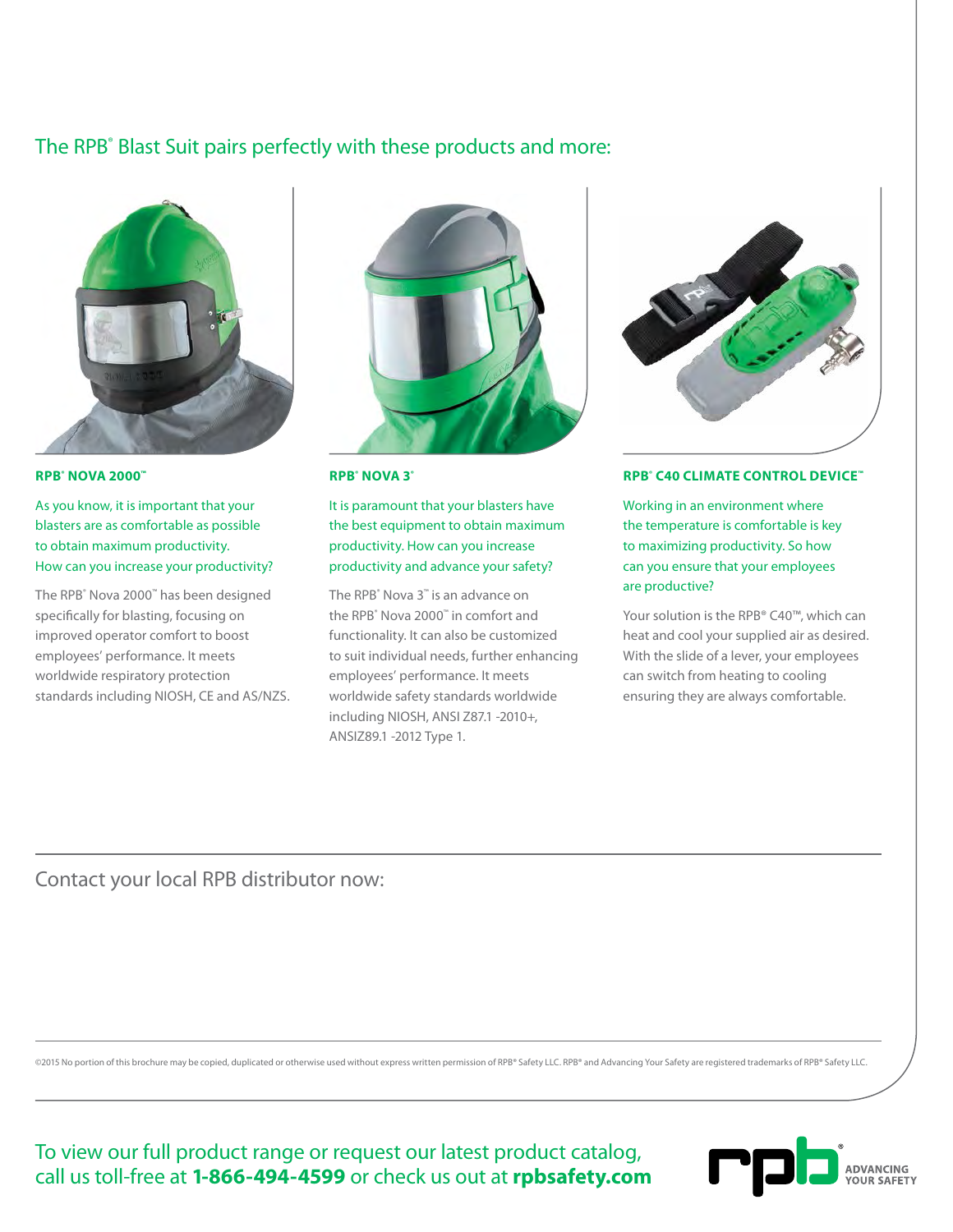## The RPB® Blast Suit pairs perfectly with these products and more:

### RPB® NOVA 2000™

As you know, it is important that your blasters are as comfortable as possible to obtain maximum productivity. How can you increase your productivity?

The RPB® Nova 2000™ has been designed specifically for blasting, focusing on improved operator comfort to boost employees' performance. It meets worldwide respiratory protection standards including NIOSH, CE and AS/NZS.

### RPB® NOVA 3®

It is paramount that your blasters have the best equipment to obtain maximum productivity. How can you increase productivity and advance your safety?

The RPB® Nova 3™ is an advance on the RPB® Nova 2000™ in comfort and functionality. It can also be customized to suit individual needs, further enhancing employees' performance. It meets worldwide safety standards worldwide including NIOSH, ANSI Z87.1 -2010+, ANSIZ89.1 -2012 Type 1.

### RPB® C40 CLIMATE CONTROL DEVICE™

Working in an environment where the temperature is comfortable is key to maximizing productivity. So how can you ensure that your employees are productive?

Your solution is the RPB® C40™, which can heat and cool your supplied air as desired. With the slide of a lever, your employees can switch from heating to cooling ensuring they are always comfortable.

Contact your local RPB distributor now:

©2015 No portion of this brochure may be copied, duplicated or otherwise used without express written permission of RPB® Safety LLC. RPB® and Advancing Your Safety are registered trademarks of RPB® Safety LLC.

To view our full product range or request our latest product catalog, call us toll-free at **1-866-494-4599** or check us out at **rpbsafety.com**

rpb® ADVANCING YOUR SAFETY